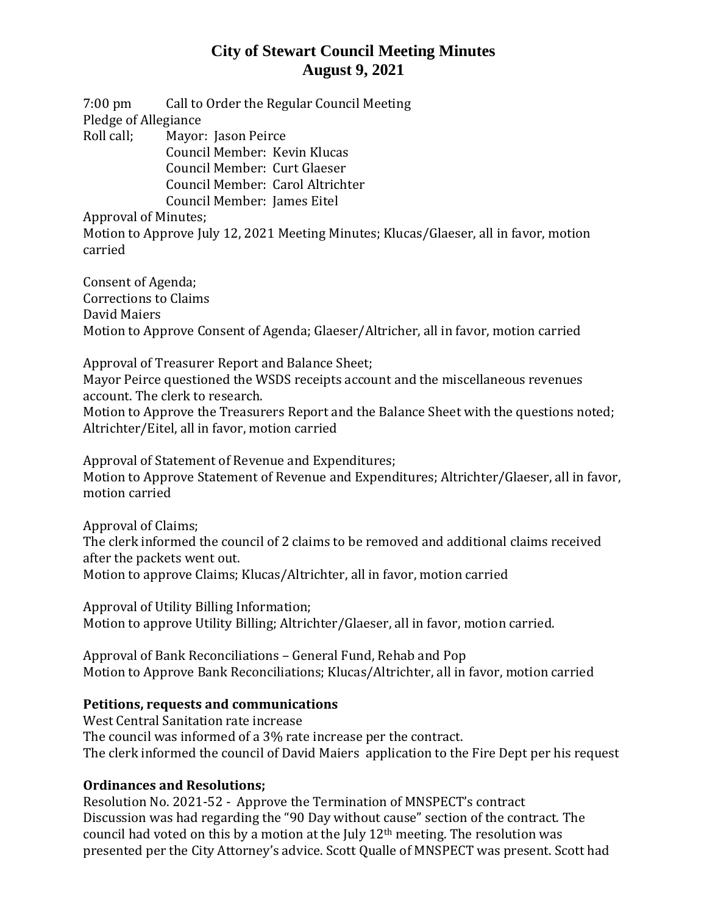# City of Stewart Council Meeting Minutes
## August 9, 2021

7:00 pm Call to Order the Regular Council Meeting

Pledge of Allegiance

Roll call; Mayor: Jason Peirce
Council Member: Kevin Klucas
Council Member: Curt Glaeser
Council Member: Carol Altrichter
Council Member: James Eitel

Approval of Minutes;

Motion to Approve July 12, 2021 Meeting Minutes; Klucas/Glaeser, all in favor, motion carried

Consent of Agenda;
Corrections to Claims
David Maiers
Motion to Approve Consent of Agenda; Glaeser/Altricher, all in favor, motion carried

Approval of Treasurer Report and Balance Sheet;
Mayor Peirce questioned the WSDS receipts account and the miscellaneous revenues account. The clerk to research.
Motion to Approve the Treasurers Report and the Balance Sheet with the questions noted; Altrichter/Eitel, all in favor, motion carried

Approval of Statement of Revenue and Expenditures;
Motion to Approve Statement of Revenue and Expenditures; Altrichter/Glaeser, all in favor, motion carried

Approval of Claims;
The clerk informed the council of 2 claims to be removed and additional claims received after the packets went out.
Motion to approve Claims; Klucas/Altrichter, all in favor, motion carried

Approval of Utility Billing Information;
Motion to approve Utility Billing; Altrichter/Glaeser, all in favor, motion carried.

Approval of Bank Reconciliations – General Fund, Rehab and Pop
Motion to Approve Bank Reconciliations; Klucas/Altrichter, all in favor, motion carried

**Petitions, requests and communications**

West Central Sanitation rate increase
The council was informed of a 3% rate increase per the contract.
The clerk informed the council of David Maiers application to the Fire Dept per his request

**Ordinances and Resolutions;**

Resolution No. 2021-52 - Approve the Termination of MNSPECT's contract
Discussion was had regarding the "90 Day without cause" section of the contract. The council had voted on this by a motion at the July 12th meeting. The resolution was presented per the City Attorney's advice. Scott Qualle of MNSPECT was present. Scott had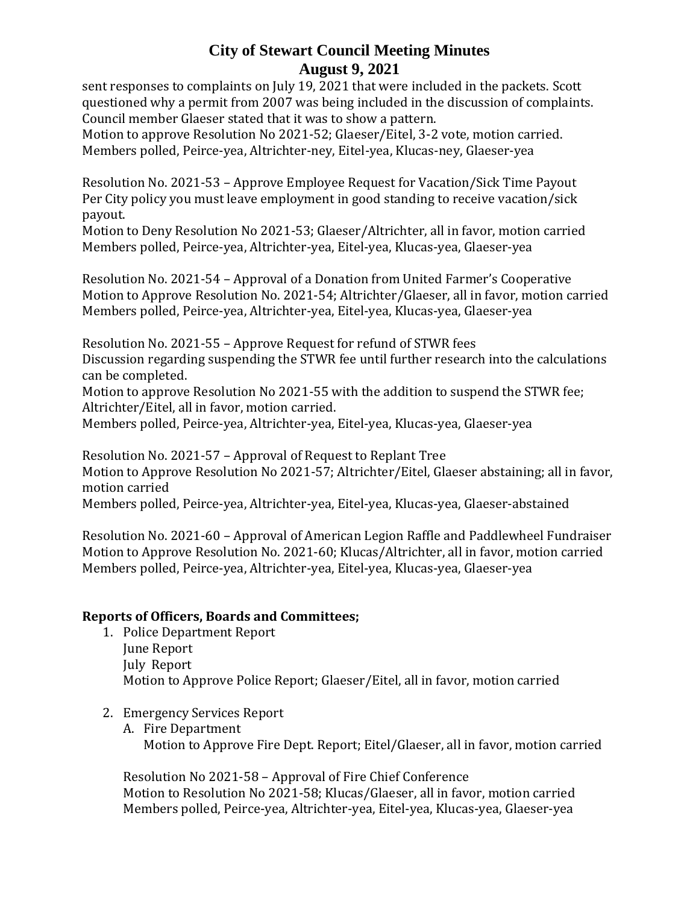sent responses to complaints on July 19, 2021 that were included in the packets. Scott questioned why a permit from 2007 was being included in the discussion of complaints. Council member Glaeser stated that it was to show a pattern.
Motion to approve Resolution No 2021-52; Glaeser/Eitel, 3-2 vote, motion carried.
Members polled, Peirce-yea, Altrichter-ney, Eitel-yea, Klucas-ney, Glaeser-yea

Resolution No. 2021-53 – Approve Employee Request for Vacation/Sick Time Payout
Per City policy you must leave employment in good standing to receive vacation/sick payout.
Motion to Deny Resolution No 2021-53; Glaeser/Altrichter, all in favor, motion carried
Members polled, Peirce-yea, Altrichter-yea, Eitel-yea, Klucas-yea, Glaeser-yea

Resolution No. 2021-54 – Approval of a Donation from United Farmer's Cooperative
Motion to Approve Resolution No. 2021-54; Altrichter/Glaeser, all in favor, motion carried
Members polled, Peirce-yea, Altrichter-yea, Eitel-yea, Klucas-yea, Glaeser-yea

Resolution No. 2021-55 – Approve Request for refund of STWR fees
Discussion regarding suspending the STWR fee until further research into the calculations can be completed.
Motion to approve Resolution No 2021-55 with the addition to suspend the STWR fee; Altrichter/Eitel, all in favor, motion carried.
Members polled, Peirce-yea, Altrichter-yea, Eitel-yea, Klucas-yea, Glaeser-yea

Resolution No. 2021-57 – Approval of Request to Replant Tree
Motion to Approve Resolution No 2021-57; Altrichter/Eitel, Glaeser abstaining; all in favor, motion carried
Members polled, Peirce-yea, Altrichter-yea, Eitel-yea, Klucas-yea, Glaeser-abstained

Resolution No. 2021-60 – Approval of American Legion Raffle and Paddlewheel Fundraiser
Motion to Approve Resolution No. 2021-60; Klucas/Altrichter, all in favor, motion carried
Members polled, Peirce-yea, Altrichter-yea, Eitel-yea, Klucas-yea, Glaeser-yea

**Reports of Officers, Boards and Committees;**

1. Police Department Report
   June Report
   July Report
   Motion to Approve Police Report; Glaeser/Eitel, all in favor, motion carried

2. Emergency Services Report
   A. Fire Department
      Motion to Approve Fire Dept. Report; Eitel/Glaeser, all in favor, motion carried

   Resolution No 2021-58 – Approval of Fire Chief Conference
   Motion to Resolution No 2021-58; Klucas/Glaeser, all in favor, motion carried
   Members polled, Peirce-yea, Altrichter-yea, Eitel-yea, Klucas-yea, Glaeser-yea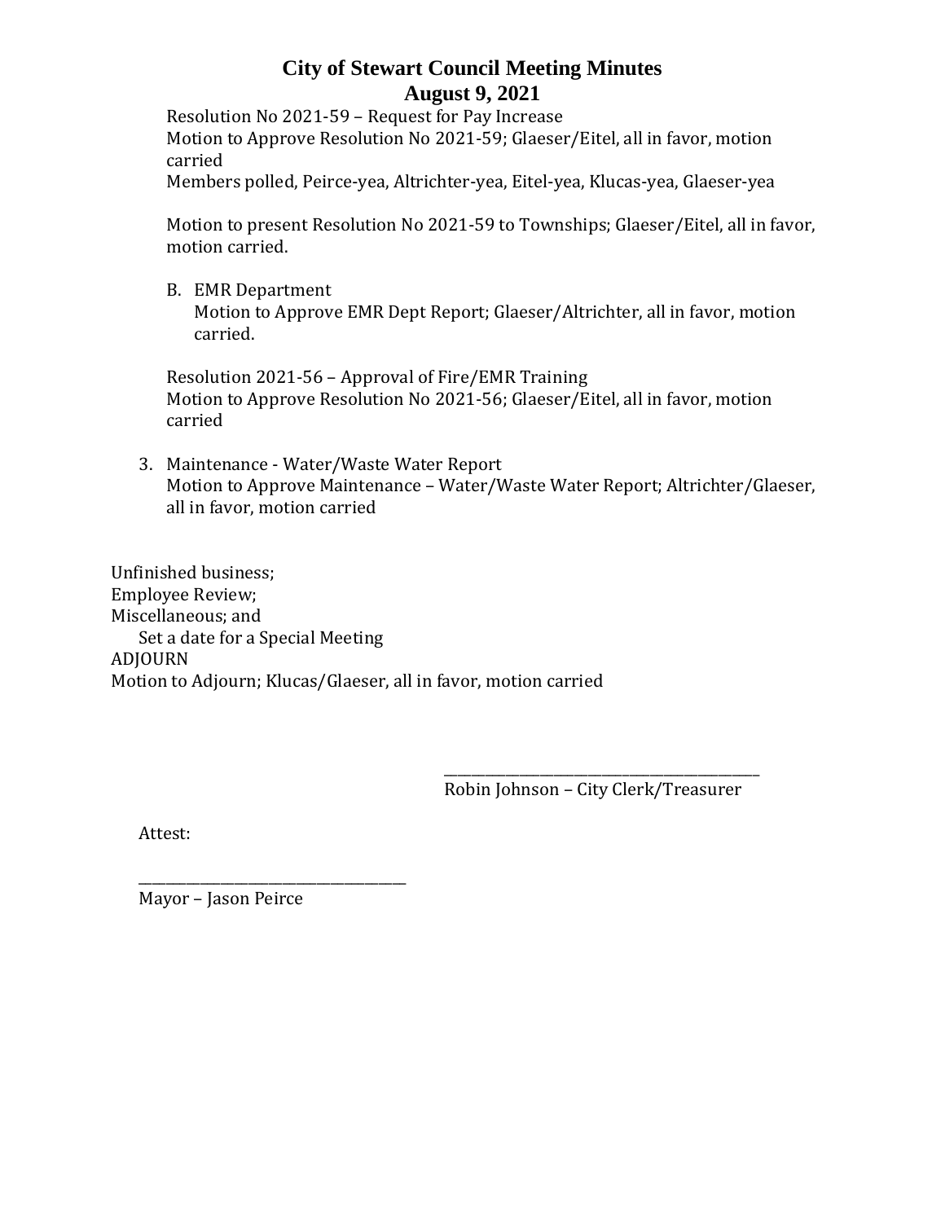# City of Stewart Council Meeting Minutes
## August 9, 2021

Resolution No 2021-59 – Request for Pay Increase
Motion to Approve Resolution No 2021-59; Glaeser/Eitel, all in favor, motion carried
Members polled, Peirce-yea, Altrichter-yea, Eitel-yea, Klucas-yea, Glaeser-yea

Motion to present Resolution No 2021-59 to Townships; Glaeser/Eitel, all in favor, motion carried.

B. EMR Department
   Motion to Approve EMR Dept Report; Glaeser/Altrichter, all in favor, motion carried.

Resolution 2021-56 – Approval of Fire/EMR Training
Motion to Approve Resolution No 2021-56; Glaeser/Eitel, all in favor, motion carried

3. Maintenance - Water/Waste Water Report
   Motion to Approve Maintenance – Water/Waste Water Report; Altrichter/Glaeser, all in favor, motion carried

Unfinished business;
Employee Review;
Miscellaneous; and
Set a date for a Special Meeting
ADJOURN
Motion to Adjourn; Klucas/Glaeser, all in favor, motion carried

\_\_\_\_\_\_\_\_\_\_\_\_\_\_\_\_\_\_\_\_\_\_\_\_\_\_\_\_\_\_\_\_\_\_\_\_\_\_\_\_
Robin Johnson – City Clerk/Treasurer

Attest:

\_\_\_\_\_\_\_\_\_\_\_\_\_\_\_\_\_\_\_\_\_\_\_\_\_\_\_\_\_\_\_\_\_\_\_\_
Mayor – Jason Peirce